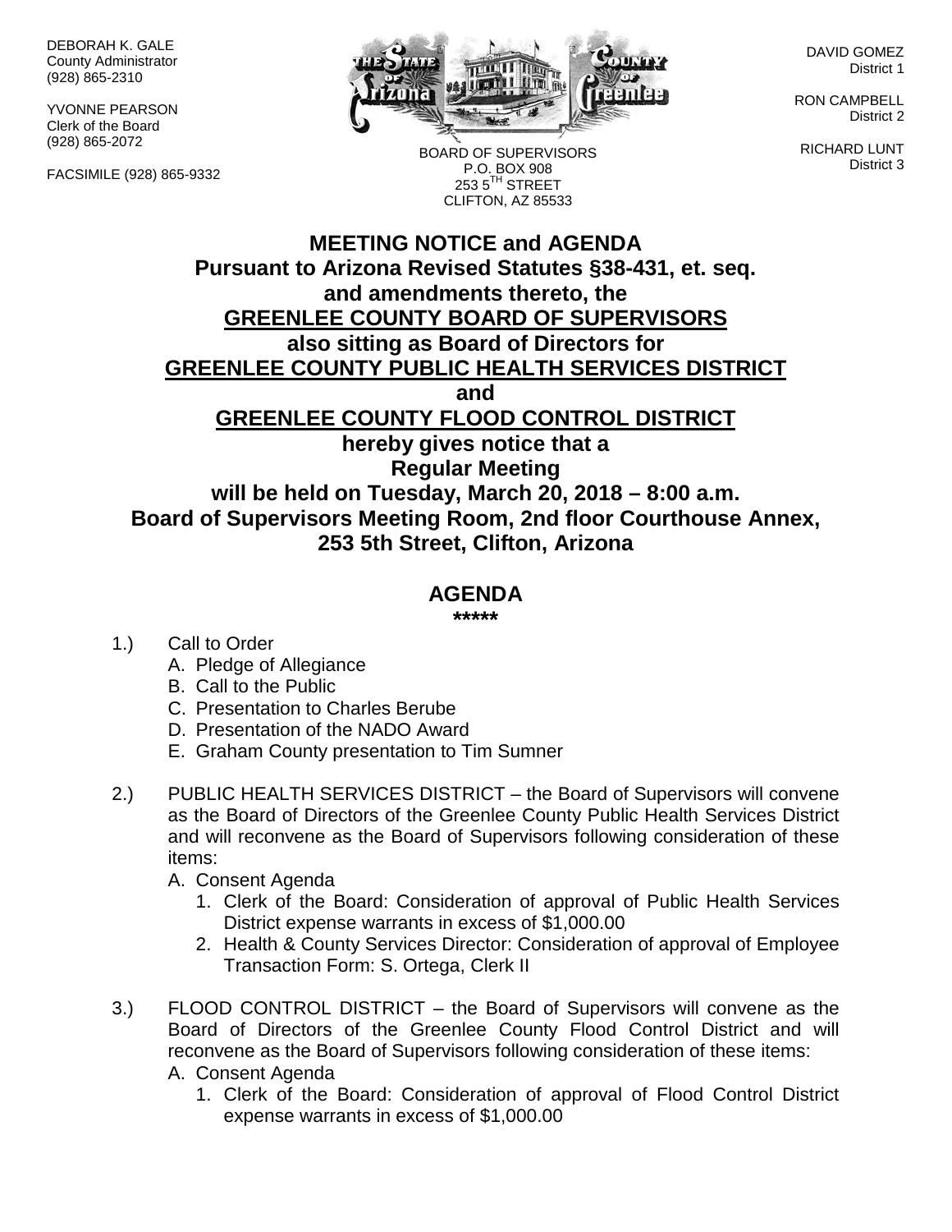DEBORAH K. GALE
County Administrator
(928) 865-2310

YVONNE PEARSON
Clerk of the Board
(928) 865-2072

FACSIMILE (928) 865-9332

BOARD OF SUPERVISORS
P.O. BOX 908
253 5TH STREET
CLIFTON, AZ 85533

DAVID GOMEZ
District 1

RON CAMPBELL
District 2

RICHARD LUNT
District 3

# MEETING NOTICE and AGENDA

**Pursuant to Arizona Revised Statutes §38-431, et. seq. and amendments thereto, the**
**GREENLEE COUNTY BOARD OF SUPERVISORS**
**also sitting as Board of Directors for**
**GREENLEE COUNTY PUBLIC HEALTH SERVICES DISTRICT**
**and**
**GREENLEE COUNTY FLOOD CONTROL DISTRICT**
**hereby gives notice that a**
**Regular Meeting**
**will be held on Tuesday, March 20, 2018 – 8:00 a.m.**
**Board of Supervisors Meeting Room, 2nd floor Courthouse Annex, 253 5th Street, Clifton, Arizona**

## AGENDA

*****

1.) Call to Order
   A. Pledge of Allegiance
   B. Call to the Public
   C. Presentation to Charles Berube
   D. Presentation of the NADO Award
   E. Graham County presentation to Tim Sumner

2.) PUBLIC HEALTH SERVICES DISTRICT – the Board of Supervisors will convene as the Board of Directors of the Greenlee County Public Health Services District and will reconvene as the Board of Supervisors following consideration of these items:
   A. Consent Agenda
      1. Clerk of the Board: Consideration of approval of Public Health Services District expense warrants in excess of $1,000.00
      2. Health & County Services Director: Consideration of approval of Employee Transaction Form: S. Ortega, Clerk II

3.) FLOOD CONTROL DISTRICT – the Board of Supervisors will convene as the Board of Directors of the Greenlee County Flood Control District and will reconvene as the Board of Supervisors following consideration of these items:
   A. Consent Agenda
      1. Clerk of the Board: Consideration of approval of Flood Control District expense warrants in excess of $1,000.00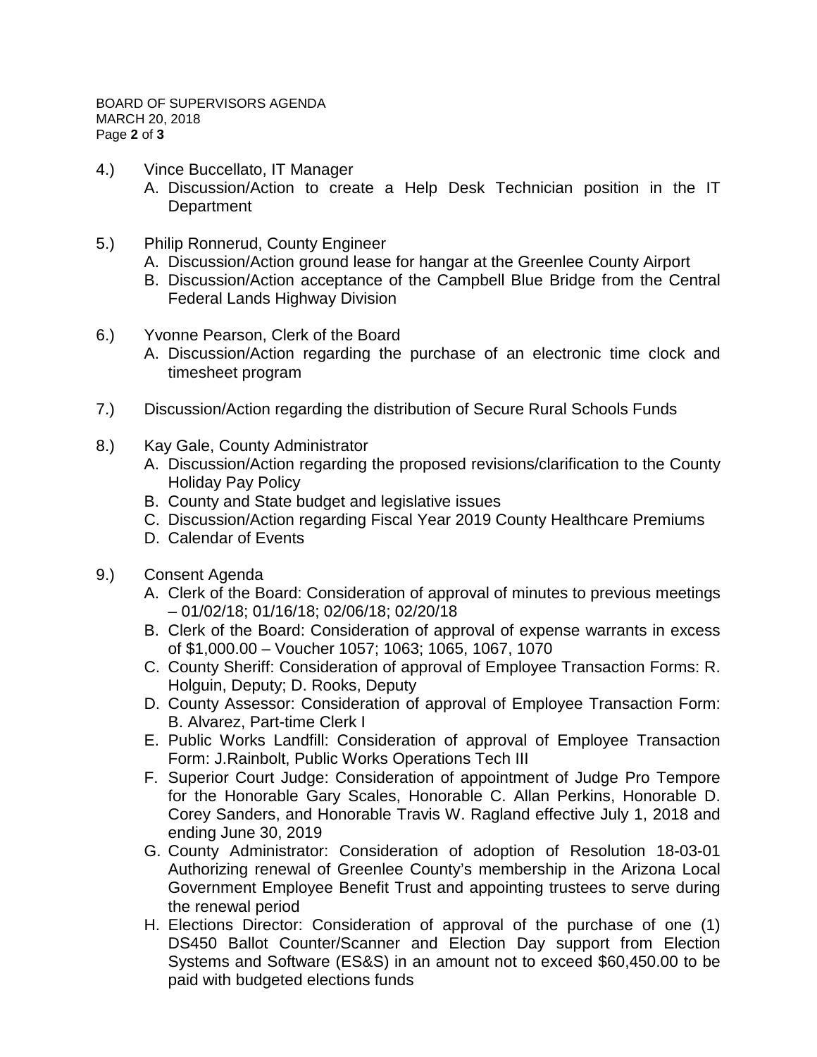4.) Vince Buccellato, IT Manager

A. Discussion/Action to create a Help Desk Technician position in the IT Department

5.) Philip Ronnerud, County Engineer

A. Discussion/Action ground lease for hangar at the Greenlee County Airport
B. Discussion/Action acceptance of the Campbell Blue Bridge from the Central Federal Lands Highway Division

6.) Yvonne Pearson, Clerk of the Board

A. Discussion/Action regarding the purchase of an electronic time clock and timesheet program

7.) Discussion/Action regarding the distribution of Secure Rural Schools Funds

8.) Kay Gale, County Administrator

A. Discussion/Action regarding the proposed revisions/clarification to the County Holiday Pay Policy
B. County and State budget and legislative issues
C. Discussion/Action regarding Fiscal Year 2019 County Healthcare Premiums
D. Calendar of Events

9.) Consent Agenda

A. Clerk of the Board: Consideration of approval of minutes to previous meetings – 01/02/18; 01/16/18; 02/06/18; 02/20/18
B. Clerk of the Board: Consideration of approval of expense warrants in excess of $1,000.00 – Voucher 1057; 1063; 1065, 1067, 1070
C. County Sheriff: Consideration of approval of Employee Transaction Forms: R. Holguin, Deputy; D. Rooks, Deputy
D. County Assessor: Consideration of approval of Employee Transaction Form: B. Alvarez, Part-time Clerk I
E. Public Works Landfill: Consideration of approval of Employee Transaction Form: J.Rainbolt, Public Works Operations Tech III
F. Superior Court Judge: Consideration of appointment of Judge Pro Tempore for the Honorable Gary Scales, Honorable C. Allan Perkins, Honorable D. Corey Sanders, and Honorable Travis W. Ragland effective July 1, 2018 and ending June 30, 2019
G. County Administrator: Consideration of adoption of Resolution 18-03-01 Authorizing renewal of Greenlee County's membership in the Arizona Local Government Employee Benefit Trust and appointing trustees to serve during the renewal period
H. Elections Director: Consideration of approval of the purchase of one (1) DS450 Ballot Counter/Scanner and Election Day support from Election Systems and Software (ES&S) in an amount not to exceed $60,450.00 to be paid with budgeted elections funds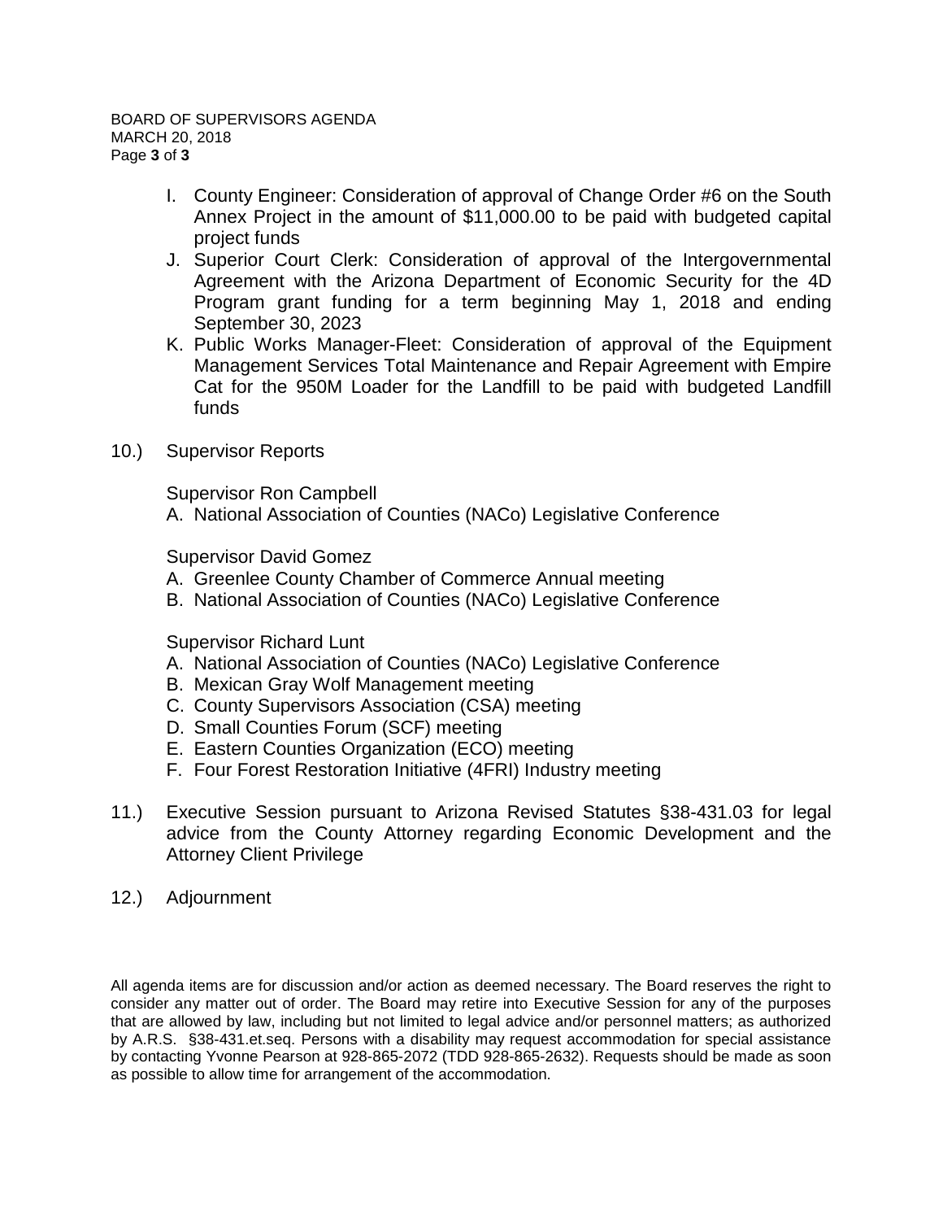I. County Engineer: Consideration of approval of Change Order #6 on the South Annex Project in the amount of $11,000.00 to be paid with budgeted capital project funds
J. Superior Court Clerk: Consideration of approval of the Intergovernmental Agreement with the Arizona Department of Economic Security for the 4D Program grant funding for a term beginning May 1, 2018 and ending September 30, 2023
K. Public Works Manager-Fleet: Consideration of approval of the Equipment Management Services Total Maintenance and Repair Agreement with Empire Cat for the 950M Loader for the Landfill to be paid with budgeted Landfill funds

10.) Supervisor Reports

Supervisor Ron Campbell

A. National Association of Counties (NACo) Legislative Conference

Supervisor David Gomez

A. Greenlee County Chamber of Commerce Annual meeting
B. National Association of Counties (NACo) Legislative Conference

Supervisor Richard Lunt

A. National Association of Counties (NACo) Legislative Conference
B. Mexican Gray Wolf Management meeting
C. County Supervisors Association (CSA) meeting
D. Small Counties Forum (SCF) meeting
E. Eastern Counties Organization (ECO) meeting
F. Four Forest Restoration Initiative (4FRI) Industry meeting

11.) Executive Session pursuant to Arizona Revised Statutes §38-431.03 for legal advice from the County Attorney regarding Economic Development and the Attorney Client Privilege

12.) Adjournment

All agenda items are for discussion and/or action as deemed necessary. The Board reserves the right to consider any matter out of order. The Board may retire into Executive Session for any of the purposes that are allowed by law, including but not limited to legal advice and/or personnel matters; as authorized by A.R.S. §38-431.et.seq. Persons with a disability may request accommodation for special assistance by contacting Yvonne Pearson at 928-865-2072 (TDD 928-865-2632). Requests should be made as soon as possible to allow time for arrangement of the accommodation.